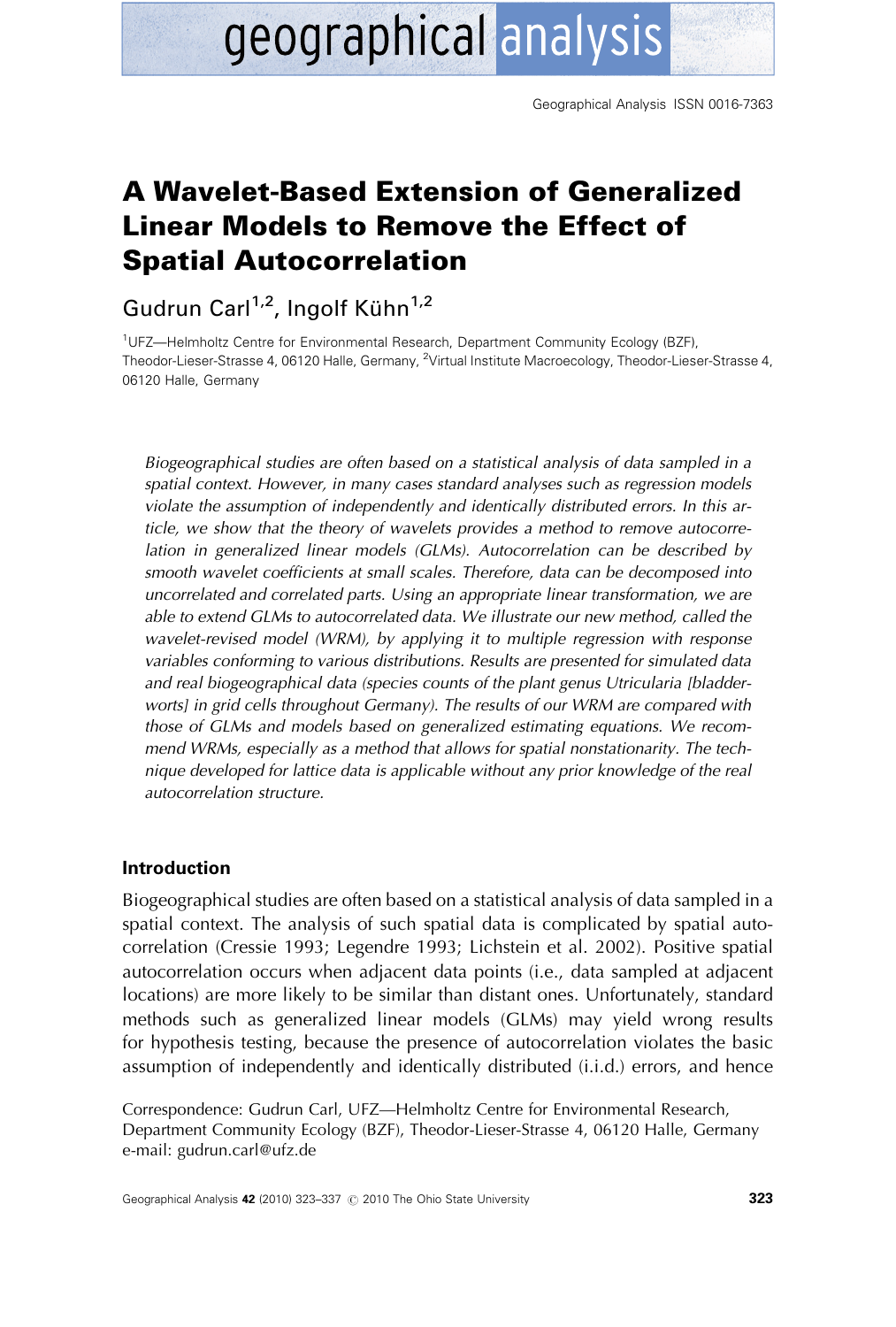# A Wavelet-Based Extension of Generalized Linear Models to Remove the Effect of Spatial Autocorrelation

Gudrun Carl[1,2], Ingolf Kühn[1,2]

[1]UFZ—Helmholtz Centre for Environmental Research, Department Community Ecology (BZF), Theodor-Lieser-Strasse 4, 06120 Halle, Germany, [2]Virtual Institute Macroecology, Theodor-Lieser-Strasse 4, 06120 Halle, Germany

*Biogeographical studies are often based on a statistical analysis of data sampled in a spatial context. However, in many cases standard analyses such as regression models violate the assumption of independently and identically distributed errors. In this article, we show that the theory of wavelets provides a method to remove autocorrelation in generalized linear models (GLMs). Autocorrelation can be described by smooth wavelet coefficients at small scales. Therefore, data can be decomposed into uncorrelated and correlated parts. Using an appropriate linear transformation, we are able to extend GLMs to autocorrelated data. We illustrate our new method, called the wavelet-revised model (WRM), by applying it to multiple regression with response variables conforming to various distributions. Results are presented for simulated data and real biogeographical data (species counts of the plant genus Utricularia [bladderworts] in grid cells throughout Germany). The results of our WRM are compared with those of GLMs and models based on generalized estimating equations. We recommend WRMs, especially as a method that allows for spatial nonstationarity. The technique developed for lattice data is applicable without any prior knowledge of the real autocorrelation structure.*

## Introduction

Biogeographical studies are often based on a statistical analysis of data sampled in a spatial context. The analysis of such spatial data is complicated by spatial autocorrelation (Cressie 1993; Legendre 1993; Lichstein et al. 2002). Positive spatial autocorrelation occurs when adjacent data points (i.e., data sampled at adjacent locations) are more likely to be similar than distant ones. Unfortunately, standard methods such as generalized linear models (GLMs) may yield wrong results for hypothesis testing, because the presence of autocorrelation violates the basic assumption of independently and identically distributed (i.i.d.) errors, and hence

Correspondence: Gudrun Carl, UFZ—Helmholtz Centre for Environmental Research, Department Community Ecology (BZF), Theodor-Lieser-Strasse 4, 06120 Halle, Germany
e-mail: gudrun.carl@ufz.de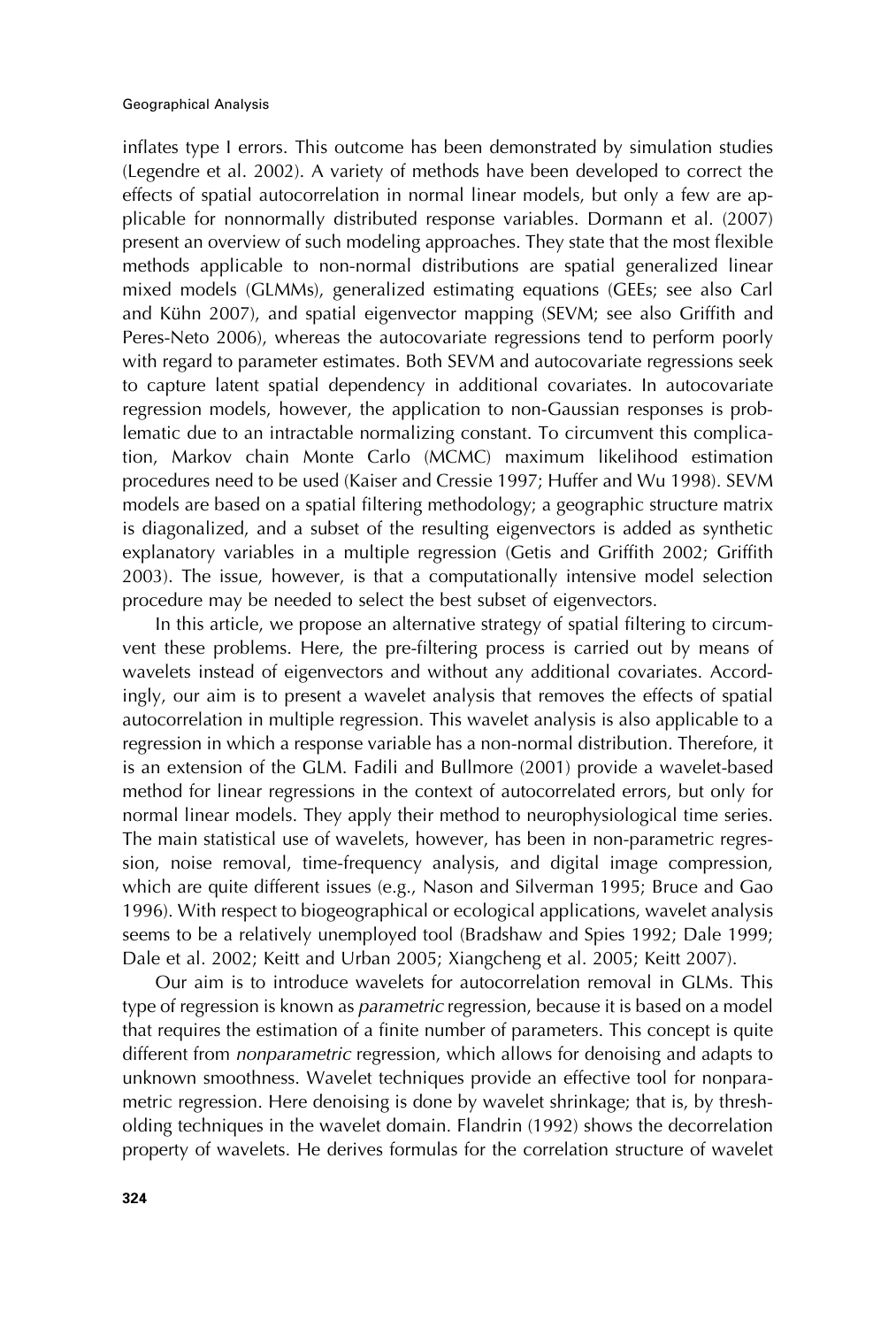inflates type I errors. This outcome has been demonstrated by simulation studies (Legendre et al. 2002). A variety of methods have been developed to correct the effects of spatial autocorrelation in normal linear models, but only a few are applicable for nonnormally distributed response variables. Dormann et al. (2007) present an overview of such modeling approaches. They state that the most flexible methods applicable to non-normal distributions are spatial generalized linear mixed models (GLMMs), generalized estimating equations (GEEs; see also Carl and Kühn 2007), and spatial eigenvector mapping (SEVM; see also Griffith and Peres-Neto 2006), whereas the autocovariate regressions tend to perform poorly with regard to parameter estimates. Both SEVM and autocovariate regressions seek to capture latent spatial dependency in additional covariates. In autocovariate regression models, however, the application to non-Gaussian responses is problematic due to an intractable normalizing constant. To circumvent this complication, Markov chain Monte Carlo (MCMC) maximum likelihood estimation procedures need to be used (Kaiser and Cressie 1997; Huffer and Wu 1998). SEVM models are based on a spatial filtering methodology; a geographic structure matrix is diagonalized, and a subset of the resulting eigenvectors is added as synthetic explanatory variables in a multiple regression (Getis and Griffith 2002; Griffith 2003). The issue, however, is that a computationally intensive model selection procedure may be needed to select the best subset of eigenvectors.

In this article, we propose an alternative strategy of spatial filtering to circumvent these problems. Here, the pre-filtering process is carried out by means of wavelets instead of eigenvectors and without any additional covariates. Accordingly, our aim is to present a wavelet analysis that removes the effects of spatial autocorrelation in multiple regression. This wavelet analysis is also applicable to a regression in which a response variable has a non-normal distribution. Therefore, it is an extension of the GLM. Fadili and Bullmore (2001) provide a wavelet-based method for linear regressions in the context of autocorrelated errors, but only for normal linear models. They apply their method to neurophysiological time series. The main statistical use of wavelets, however, has been in non-parametric regression, noise removal, time-frequency analysis, and digital image compression, which are quite different issues (e.g., Nason and Silverman 1995; Bruce and Gao 1996). With respect to biogeographical or ecological applications, wavelet analysis seems to be a relatively unemployed tool (Bradshaw and Spies 1992; Dale 1999; Dale et al. 2002; Keitt and Urban 2005; Xiangcheng et al. 2005; Keitt 2007).

Our aim is to introduce wavelets for autocorrelation removal in GLMs. This type of regression is known as *parametric* regression, because it is based on a model that requires the estimation of a finite number of parameters. This concept is quite different from *nonparametric* regression, which allows for denoising and adapts to unknown smoothness. Wavelet techniques provide an effective tool for nonparametric regression. Here denoising is done by wavelet shrinkage; that is, by thresholding techniques in the wavelet domain. Flandrin (1992) shows the decorrelation property of wavelets. He derives formulas for the correlation structure of wavelet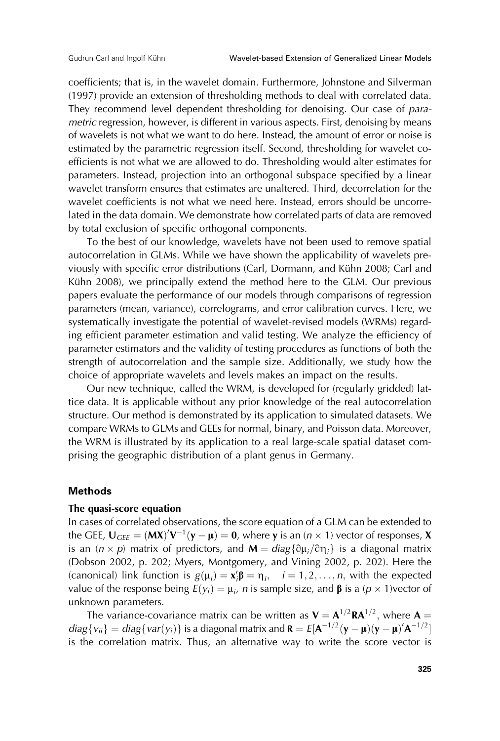coefficients; that is, in the wavelet domain. Furthermore, Johnstone and Silverman (1997) provide an extension of thresholding methods to deal with correlated data. They recommend level dependent thresholding for denoising. Our case of *parametric* regression, however, is different in various aspects. First, denoising by means of wavelets is not what we want to do here. Instead, the amount of error or noise is estimated by the parametric regression itself. Second, thresholding for wavelet coefficients is not what we are allowed to do. Thresholding would alter estimates for parameters. Instead, projection into an orthogonal subspace specified by a linear wavelet transform ensures that estimates are unaltered. Third, decorrelation for the wavelet coefficients is not what we need here. Instead, errors should be uncorrelated in the data domain. We demonstrate how correlated parts of data are removed by total exclusion of specific orthogonal components.

To the best of our knowledge, wavelets have not been used to remove spatial autocorrelation in GLMs. While we have shown the applicability of wavelets previously with specific error distributions (Carl, Dormann, and Kühn 2008; Carl and Kühn 2008), we principally extend the method here to the GLM. Our previous papers evaluate the performance of our models through comparisons of regression parameters (mean, variance), correlograms, and error calibration curves. Here, we systematically investigate the potential of wavelet-revised models (WRMs) regarding efficient parameter estimation and valid testing. We analyze the efficiency of parameter estimators and the validity of testing procedures as functions of both the strength of autocorrelation and the sample size. Additionally, we study how the choice of appropriate wavelets and levels makes an impact on the results.

Our new technique, called the WRM, is developed for (regularly gridded) lattice data. It is applicable without any prior knowledge of the real autocorrelation structure. Our method is demonstrated by its application to simulated datasets. We compare WRMs to GLMs and GEEs for normal, binary, and Poisson data. Moreover, the WRM is illustrated by its application to a real large-scale spatial dataset comprising the geographic distribution of a plant genus in Germany.

## Methods

### The quasi-score equation

In cases of correlated observations, the score equation of a GLM can be extended to the GEE, $\mathbf{U}_{GEE} = (\mathbf{MX})'\mathbf{V}^{-1}(\mathbf{y} - \boldsymbol{\mu}) = \mathbf{0}$, where $\mathbf{y}$ is an $(n \times 1)$ vector of responses, $\mathbf{X}$ is an $(n \times p)$ matrix of predictors, and $\mathbf{M} = diag\{\partial\mu_i/\partial\eta_i\}$ is a diagonal matrix (Dobson 2002, p. 202; Myers, Montgomery, and Vining 2002, p. 202). Here the (canonical) link function is $g(\mu_i) = \mathbf{x}_i'\boldsymbol{\beta} = \eta_i, \quad i = 1, 2, \ldots, n$, with the expected value of the response being $E(y_i) = \mu_i$, $n$ is sample size, and $\boldsymbol{\beta}$ is a $(p \times 1)$vector of unknown parameters.

The variance-covariance matrix can be written as $\mathbf{V} = \mathbf{A}^{1/2}\mathbf{R}\mathbf{A}^{1/2}$, where $\mathbf{A} = diag\{v_{ii}\} = diag\{var(y_i)\}$ is a diagonal matrix and $\mathbf{R} = E[\mathbf{A}^{-1/2}(\mathbf{y} - \boldsymbol{\mu})(\mathbf{y} - \boldsymbol{\mu})'\mathbf{A}^{-1/2}]$ is the correlation matrix. Thus, an alternative way to write the score vector is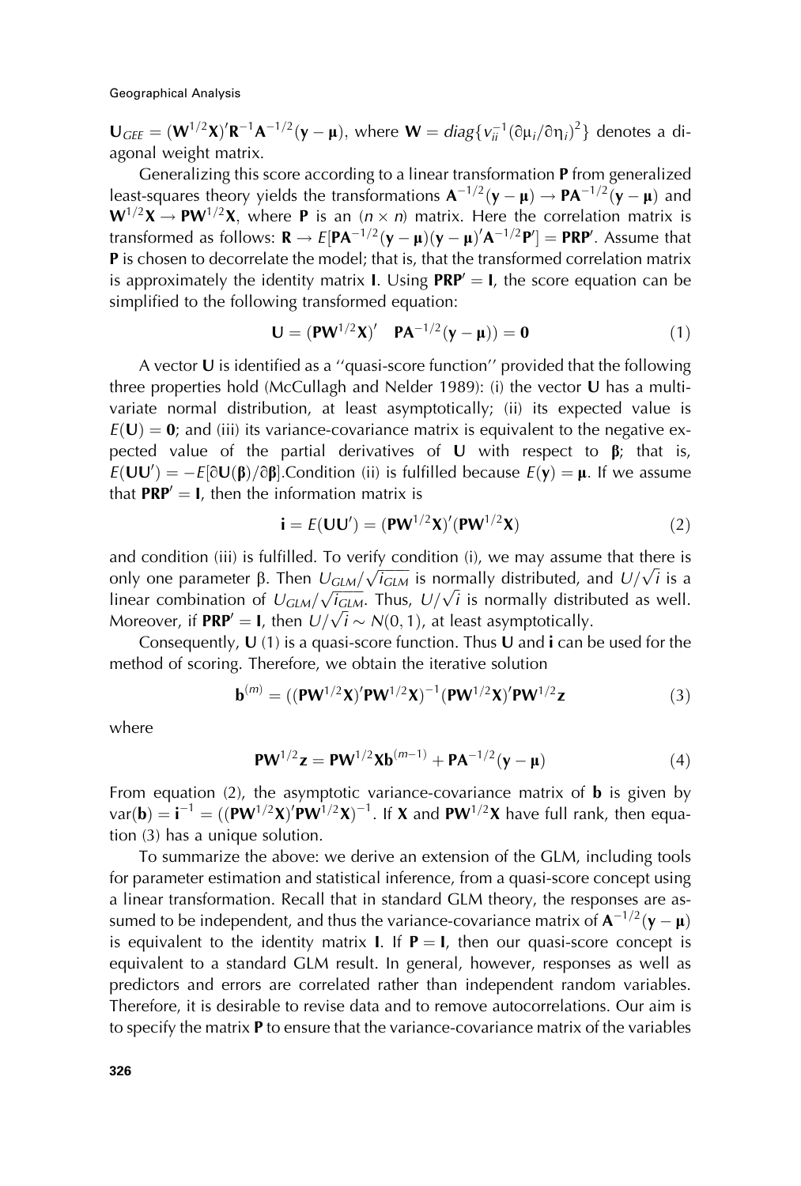$\mathbf{U}_{GEE} = (\mathbf{W}^{1/2}\mathbf{X})'\mathbf{R}^{-1}\mathbf{A}^{-1/2}(\mathbf{y} - \boldsymbol{\mu})$, where $\mathbf{W} = diag\{v_{ii}^{-1}(\partial\mu_i/\partial\eta_i)^2\}$ denotes a diagonal weight matrix.

Generalizing this score according to a linear transformation $\mathbf{P}$ from generalized least-squares theory yields the transformations $\mathbf{A}^{-1/2}(\mathbf{y} - \boldsymbol{\mu}) \rightarrow \mathbf{P}\mathbf{A}^{-1/2}(\mathbf{y} - \boldsymbol{\mu})$ and $\mathbf{W}^{1/2}\mathbf{X} \rightarrow \mathbf{P}\mathbf{W}^{1/2}\mathbf{X}$, where $\mathbf{P}$ is an $(n \times n)$ matrix. Here the correlation matrix is transformed as follows: $\mathbf{R} \rightarrow E[\mathbf{P}\mathbf{A}^{-1/2}(\mathbf{y} - \boldsymbol{\mu})(\mathbf{y} - \boldsymbol{\mu})'\mathbf{A}^{-1/2}\mathbf{P}'] = \mathbf{P}\mathbf{R}\mathbf{P}'$. Assume that $\mathbf{P}$ is chosen to decorrelate the model; that is, that the transformed correlation matrix is approximately the identity matrix $\mathbf{I}$. Using $\mathbf{P}\mathbf{R}\mathbf{P}' = \mathbf{I}$, the score equation can be simplified to the following transformed equation:

$$\mathbf{U} = (\mathbf{P}\mathbf{W}^{1/2}\mathbf{X})' \quad \mathbf{P}\mathbf{A}^{-1/2}(\mathbf{y} - \boldsymbol{\mu})) = \mathbf{0} \tag{1}$$

A vector $\mathbf{U}$ is identified as a "quasi-score function" provided that the following three properties hold (McCullagh and Nelder 1989): (i) the vector $\mathbf{U}$ has a multivariate normal distribution, at least asymptotically; (ii) its expected value is $E(\mathbf{U}) = \mathbf{0}$; and (iii) its variance-covariance matrix is equivalent to the negative expected value of the partial derivatives of $\mathbf{U}$ with respect to $\boldsymbol{\beta}$; that is, $E(\mathbf{U}\mathbf{U}') = -E[\partial\mathbf{U}(\boldsymbol{\beta})/\partial\boldsymbol{\beta}]$.Condition (ii) is fulfilled because $E(\mathbf{y}) = \boldsymbol{\mu}$. If we assume that $\mathbf{P}\mathbf{R}\mathbf{P}' = \mathbf{I}$, then the information matrix is

$$\mathbf{i} = E(\mathbf{U}\mathbf{U}') = (\mathbf{P}\mathbf{W}^{1/2}\mathbf{X})'(\mathbf{P}\mathbf{W}^{1/2}\mathbf{X}) \tag{2}$$

and condition (iii) is fulfilled. To verify condition (i), we may assume that there is only one parameter $\beta$. Then $U_{GLM}/\sqrt{i_{GLM}}$ is normally distributed, and $U/\sqrt{i}$ is a linear combination of $U_{GLM}/\sqrt{i_{GLM}}$. Thus, $U/\sqrt{i}$ is normally distributed as well. Moreover, if $\mathbf{P}\mathbf{R}\mathbf{P}' = \mathbf{I}$, then $U/\sqrt{i} \sim N(0, 1)$, at least asymptotically.

Consequently, $\mathbf{U}$ (1) is a quasi-score function. Thus $\mathbf{U}$ and $\mathbf{i}$ can be used for the method of scoring. Therefore, we obtain the iterative solution

$$\mathbf{b}^{(m)} = ((\mathbf{P}\mathbf{W}^{1/2}\mathbf{X})'\mathbf{P}\mathbf{W}^{1/2}\mathbf{X})^{-1}(\mathbf{P}\mathbf{W}^{1/2}\mathbf{X})'\mathbf{P}\mathbf{W}^{1/2}\mathbf{z} \tag{3}$$

where

$$\mathbf{P}\mathbf{W}^{1/2}\mathbf{z} = \mathbf{P}\mathbf{W}^{1/2}\mathbf{X}\mathbf{b}^{(m-1)} + \mathbf{P}\mathbf{A}^{-1/2}(\mathbf{y} - \boldsymbol{\mu}) \tag{4}$$

From equation (2), the asymptotic variance-covariance matrix of $\mathbf{b}$ is given by $\text{var}(\mathbf{b}) = \mathbf{i}^{-1} = ((\mathbf{P}\mathbf{W}^{1/2}\mathbf{X})'\mathbf{P}\mathbf{W}^{1/2}\mathbf{X})^{-1}$. If $\mathbf{X}$ and $\mathbf{P}\mathbf{W}^{1/2}\mathbf{X}$ have full rank, then equation (3) has a unique solution.

To summarize the above: we derive an extension of the GLM, including tools for parameter estimation and statistical inference, from a quasi-score concept using a linear transformation. Recall that in standard GLM theory, the responses are assumed to be independent, and thus the variance-covariance matrix of $\mathbf{A}^{-1/2}(\mathbf{y} - \boldsymbol{\mu})$ is equivalent to the identity matrix $\mathbf{I}$. If $\mathbf{P} = \mathbf{I}$, then our quasi-score concept is equivalent to a standard GLM result. In general, however, responses as well as predictors and errors are correlated rather than independent random variables. Therefore, it is desirable to revise data and to remove autocorrelations. Our aim is to specify the matrix $\mathbf{P}$ to ensure that the variance-covariance matrix of the variables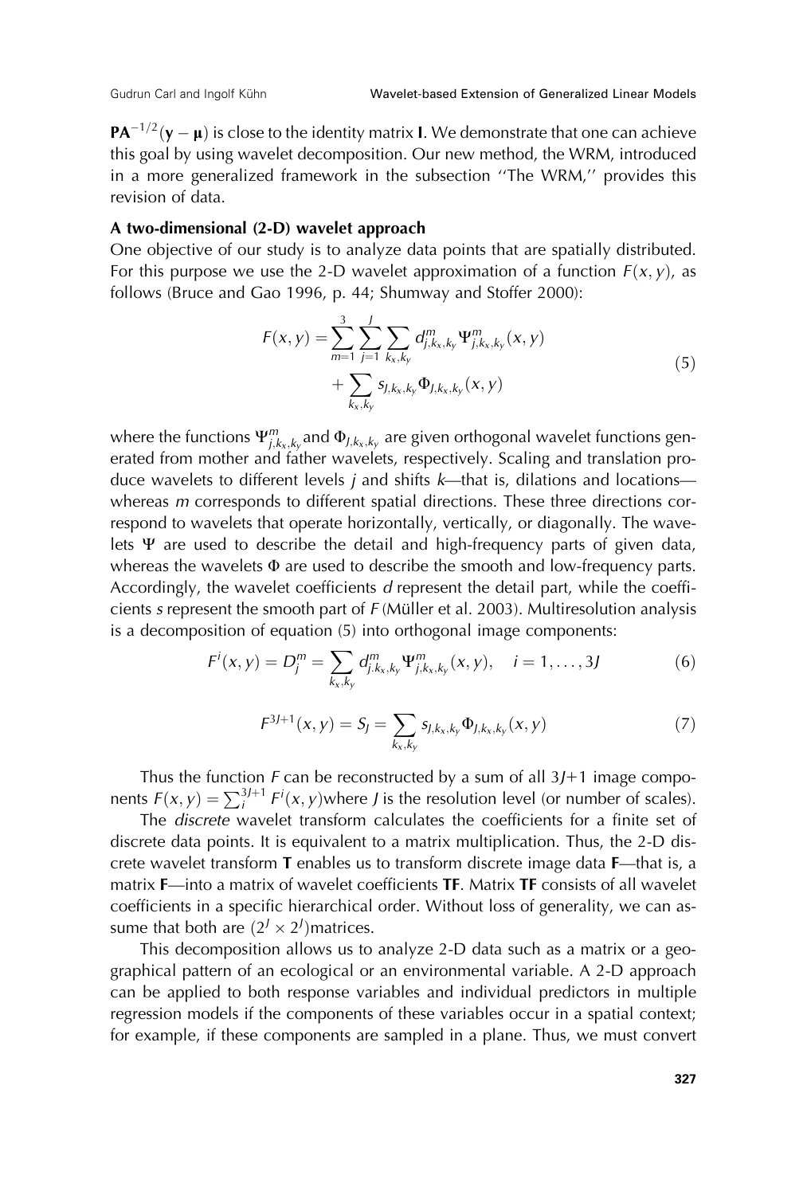$\mathbf{PA}^{-1/2}(\mathbf{y}-\boldsymbol{\mu})$ is close to the identity matrix $\mathbf{I}$. We demonstrate that one can achieve this goal by using wavelet decomposition. Our new method, the WRM, introduced in a more generalized framework in the subsection ''The WRM,'' provides this revision of data.

### A two-dimensional (2-D) wavelet approach

One objective of our study is to analyze data points that are spatially distributed. For this purpose we use the 2-D wavelet approximation of a function $F(x, y)$, as follows (Bruce and Gao 1996, p. 44; Shumway and Stoffer 2000):

$$
\begin{aligned}
F(x,y) = \sum_{m=1}^{3}\sum_{j=1}^{J}\sum_{k_x,k_y} d^{m}_{j,k_x,k_y}\Psi^{m}_{j,k_x,k_y}(x,y) \\
+ \sum_{k_x,k_y} s_{J,k_x,k_y}\Phi_{J,k_x,k_y}(x,y)
\end{aligned}
\tag{5}
$$

where the functions $\Psi^{m}_{j,k_x,k_y}$ and $\Phi_{J,k_x,k_y}$ are given orthogonal wavelet functions generated from mother and father wavelets, respectively. Scaling and translation produce wavelets to different levels $j$ and shifts $k$—that is, dilations and locations—whereas $m$ corresponds to different spatial directions. These three directions correspond to wavelets that operate horizontally, vertically, or diagonally. The wavelets $\Psi$ are used to describe the detail and high-frequency parts of given data, whereas the wavelets $\Phi$ are used to describe the smooth and low-frequency parts. Accordingly, the wavelet coefficients $d$ represent the detail part, while the coefficients $s$ represent the smooth part of $F$ (Müller et al. 2003). Multiresolution analysis is a decomposition of equation (5) into orthogonal image components:

$$
F^{i}(x,y) = D^{m}_{j} = \sum_{k_x,k_y} d^{m}_{j,k_x,k_y}\Psi^{m}_{j,k_x,k_y}(x,y), \quad i = 1,\ldots,3J \tag{6}
$$

$$
F^{3J+1}(x,y) = S_J = \sum_{k_x,k_y} s_{J,k_x,k_y}\Phi_{J,k_x,k_y}(x,y) \tag{7}
$$

Thus the function $F$ can be reconstructed by a sum of all $3J+1$ image components $F(x,y) = \sum_{i}^{3J+1} F^{i}(x,y)$ where $J$ is the resolution level (or number of scales).

The *discrete* wavelet transform calculates the coefficients for a finite set of discrete data points. It is equivalent to a matrix multiplication. Thus, the 2-D discrete wavelet transform $\mathbf{T}$ enables us to transform discrete image data $\mathbf{F}$—that is, a matrix $\mathbf{F}$—into a matrix of wavelet coefficients $\mathbf{TF}$. Matrix $\mathbf{TF}$ consists of all wavelet coefficients in a specific hierarchical order. Without loss of generality, we can assume that both are $(2^J \times 2^J)$ matrices.

This decomposition allows us to analyze 2-D data such as a matrix or a geographical pattern of an ecological or an environmental variable. A 2-D approach can be applied to both response variables and individual predictors in multiple regression models if the components of these variables occur in a spatial context; for example, if these components are sampled in a plane. Thus, we must convert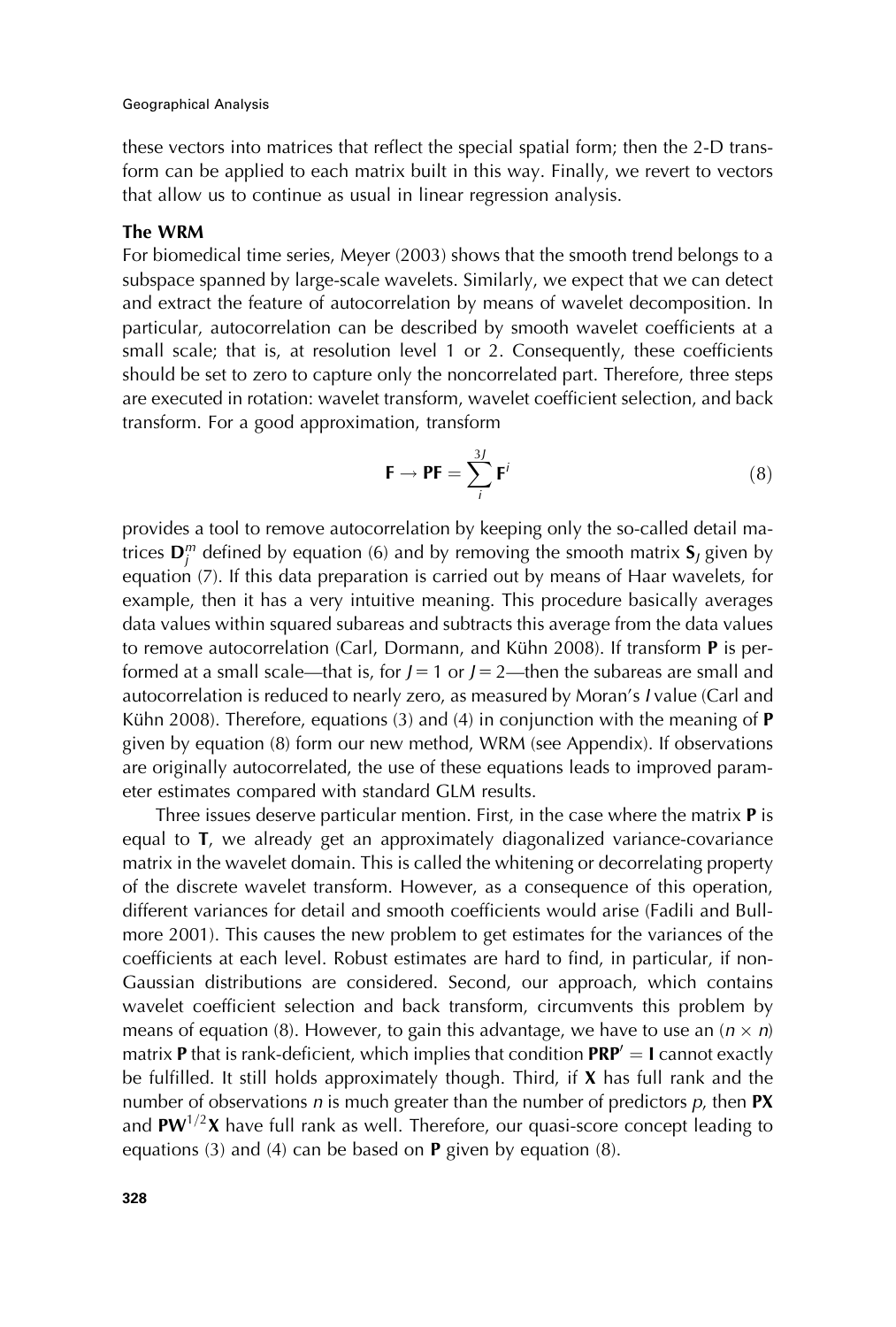these vectors into matrices that reflect the special spatial form; then the 2-D transform can be applied to each matrix built in this way. Finally, we revert to vectors that allow us to continue as usual in linear regression analysis.

### The WRM

For biomedical time series, Meyer (2003) shows that the smooth trend belongs to a subspace spanned by large-scale wavelets. Similarly, we expect that we can detect and extract the feature of autocorrelation by means of wavelet decomposition. In particular, autocorrelation can be described by smooth wavelet coefficients at a small scale; that is, at resolution level 1 or 2. Consequently, these coefficients should be set to zero to capture only the noncorrelated part. Therefore, three steps are executed in rotation: wavelet transform, wavelet coefficient selection, and back transform. For a good approximation, transform

$$\mathbf{F} \rightarrow \mathbf{PF} = \sum_{i}^{3J} \mathbf{F}^{i} \tag{8}$$

provides a tool to remove autocorrelation by keeping only the so-called detail matrices $\mathbf{D}_j^m$ defined by equation (6) and by removing the smooth matrix $\mathbf{S}_J$ given by equation (7). If this data preparation is carried out by means of Haar wavelets, for example, then it has a very intuitive meaning. This procedure basically averages data values within squared subareas and subtracts this average from the data values to remove autocorrelation (Carl, Dormann, and Kühn 2008). If transform $\mathbf{P}$ is performed at a small scale—that is, for $J = 1$ or $J = 2$—then the subareas are small and autocorrelation is reduced to nearly zero, as measured by Moran's $I$ value (Carl and Kühn 2008). Therefore, equations (3) and (4) in conjunction with the meaning of $\mathbf{P}$ given by equation (8) form our new method, WRM (see Appendix). If observations are originally autocorrelated, the use of these equations leads to improved parameter estimates compared with standard GLM results.

Three issues deserve particular mention. First, in the case where the matrix $\mathbf{P}$ is equal to $\mathbf{T}$, we already get an approximately diagonalized variance-covariance matrix in the wavelet domain. This is called the whitening or decorrelating property of the discrete wavelet transform. However, as a consequence of this operation, different variances for detail and smooth coefficients would arise (Fadili and Bullmore 2001). This causes the new problem to get estimates for the variances of the coefficients at each level. Robust estimates are hard to find, in particular, if non-Gaussian distributions are considered. Second, our approach, which contains wavelet coefficient selection and back transform, circumvents this problem by means of equation (8). However, to gain this advantage, we have to use an $(n \times n)$ matrix $\mathbf{P}$ that is rank-deficient, which implies that condition $\mathbf{PRP}' = \mathbf{I}$ cannot exactly be fulfilled. It still holds approximately though. Third, if $\mathbf{X}$ has full rank and the number of observations $n$ is much greater than the number of predictors $p$, then $\mathbf{PX}$ and $\mathbf{PW}^{1/2}\mathbf{X}$ have full rank as well. Therefore, our quasi-score concept leading to equations (3) and (4) can be based on $\mathbf{P}$ given by equation (8).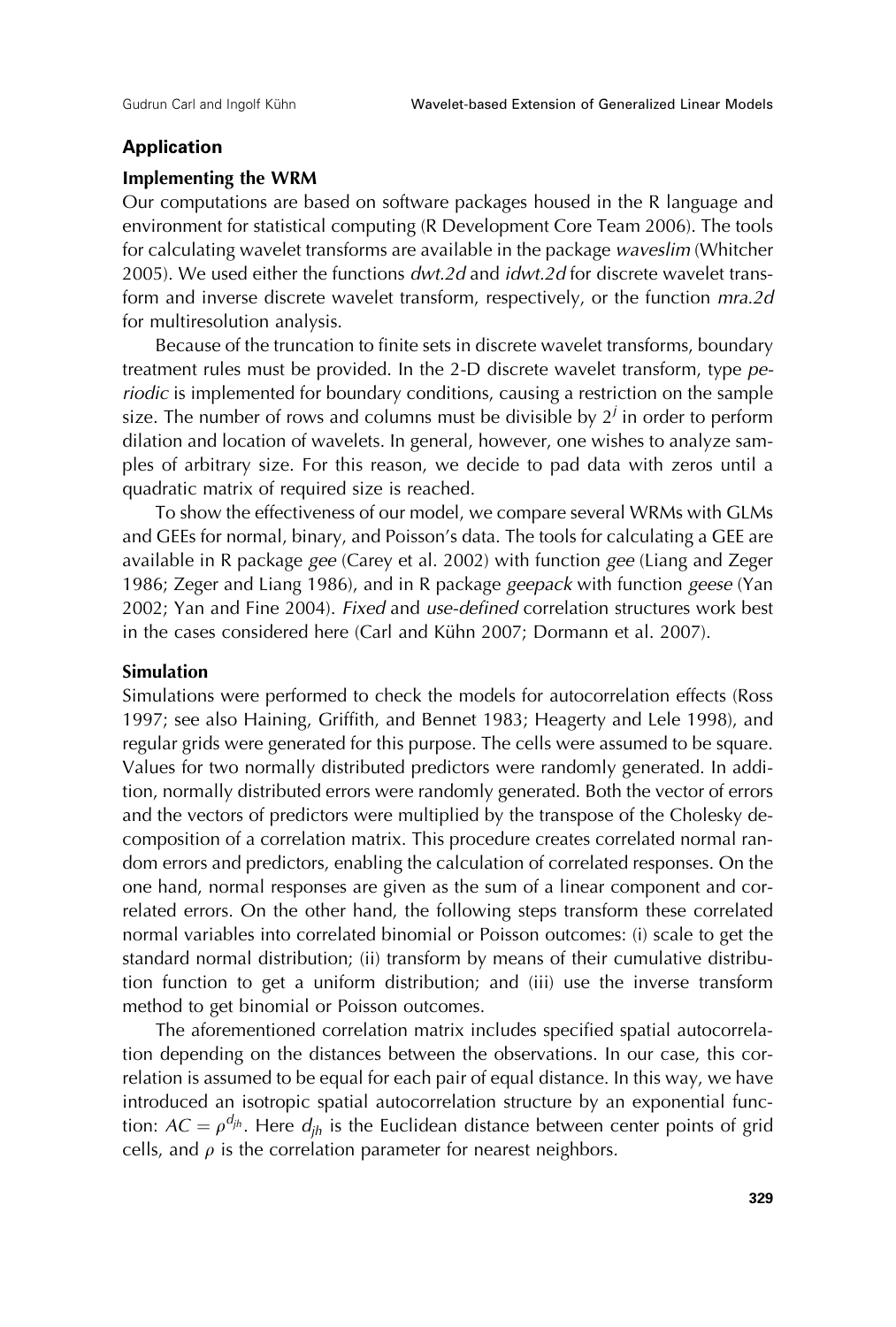## Application

### Implementing the WRM

Our computations are based on software packages housed in the R language and environment for statistical computing (R Development Core Team 2006). The tools for calculating wavelet transforms are available in the package *waveslim* (Whitcher 2005). We used either the functions *dwt.2d* and *idwt.2d* for discrete wavelet transform and inverse discrete wavelet transform, respectively, or the function *mra.2d* for multiresolution analysis.

Because of the truncation to finite sets in discrete wavelet transforms, boundary treatment rules must be provided. In the 2-D discrete wavelet transform, type *periodic* is implemented for boundary conditions, causing a restriction on the sample size. The number of rows and columns must be divisible by $2^j$ in order to perform dilation and location of wavelets. In general, however, one wishes to analyze samples of arbitrary size. For this reason, we decide to pad data with zeros until a quadratic matrix of required size is reached.

To show the effectiveness of our model, we compare several WRMs with GLMs and GEEs for normal, binary, and Poisson's data. The tools for calculating a GEE are available in R package *gee* (Carey et al. 2002) with function *gee* (Liang and Zeger 1986; Zeger and Liang 1986), and in R package *geepack* with function *geese* (Yan 2002; Yan and Fine 2004). *Fixed* and *use-defined* correlation structures work best in the cases considered here (Carl and Kühn 2007; Dormann et al. 2007).

### Simulation

Simulations were performed to check the models for autocorrelation effects (Ross 1997; see also Haining, Griffith, and Bennet 1983; Heagerty and Lele 1998), and regular grids were generated for this purpose. The cells were assumed to be square. Values for two normally distributed predictors were randomly generated. In addition, normally distributed errors were randomly generated. Both the vector of errors and the vectors of predictors were multiplied by the transpose of the Cholesky decomposition of a correlation matrix. This procedure creates correlated normal random errors and predictors, enabling the calculation of correlated responses. On the one hand, normal responses are given as the sum of a linear component and correlated errors. On the other hand, the following steps transform these correlated normal variables into correlated binomial or Poisson outcomes: (i) scale to get the standard normal distribution; (ii) transform by means of their cumulative distribution function to get a uniform distribution; and (iii) use the inverse transform method to get binomial or Poisson outcomes.

The aforementioned correlation matrix includes specified spatial autocorrelation depending on the distances between the observations. In our case, this correlation is assumed to be equal for each pair of equal distance. In this way, we have introduced an isotropic spatial autocorrelation structure by an exponential function: $AC = \rho^{d_{jh}}$. Here $d_{jh}$ is the Euclidean distance between center points of grid cells, and $\rho$ is the correlation parameter for nearest neighbors.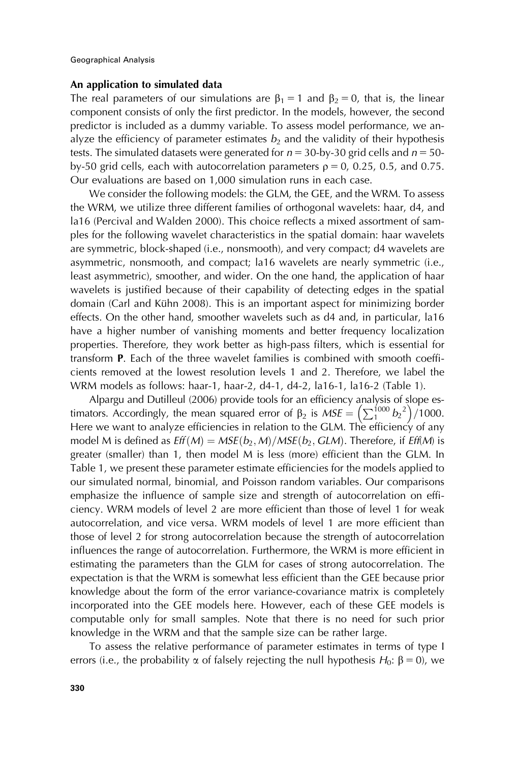### An application to simulated data

The real parameters of our simulations are $\beta_1 = 1$ and $\beta_2 = 0$, that is, the linear component consists of only the first predictor. In the models, however, the second predictor is included as a dummy variable. To assess model performance, we analyze the efficiency of parameter estimates $b_2$ and the validity of their hypothesis tests. The simulated datasets were generated for $n = 30$-by-30 grid cells and $n = 50$-by-50 grid cells, each with autocorrelation parameters $\rho = 0$, 0.25, 0.5, and 0.75. Our evaluations are based on 1,000 simulation runs in each case.

We consider the following models: the GLM, the GEE, and the WRM. To assess the WRM, we utilize three different families of orthogonal wavelets: haar, d4, and la16 (Percival and Walden 2000). This choice reflects a mixed assortment of samples for the following wavelet characteristics in the spatial domain: haar wavelets are symmetric, block-shaped (i.e., nonsmooth), and very compact; d4 wavelets are asymmetric, nonsmooth, and compact; la16 wavelets are nearly symmetric (i.e., least asymmetric), smoother, and wider. On the one hand, the application of haar wavelets is justified because of their capability of detecting edges in the spatial domain (Carl and Kühn 2008). This is an important aspect for minimizing border effects. On the other hand, smoother wavelets such as d4 and, in particular, la16 have a higher number of vanishing moments and better frequency localization properties. Therefore, they work better as high-pass filters, which is essential for transform **P**. Each of the three wavelet families is combined with smooth coefficients removed at the lowest resolution levels 1 and 2. Therefore, we label the WRM models as follows: haar-1, haar-2, d4-1, d4-2, la16-1, la16-2 (Table 1).

Alpargu and Dutilleul (2006) provide tools for an efficiency analysis of slope estimators. Accordingly, the mean squared error of $\beta_2$ is $MSE = \left(\sum_1^{1000} b_2{}^2\right)/1000$. Here we want to analyze efficiencies in relation to the GLM. The efficiency of any model M is defined as $Eff(M) = MSE(b_2, M)/MSE(b_2, GLM)$. Therefore, if $Eff(M)$ is greater (smaller) than 1, then model M is less (more) efficient than the GLM. In Table 1, we present these parameter estimate efficiencies for the models applied to our simulated normal, binomial, and Poisson random variables. Our comparisons emphasize the influence of sample size and strength of autocorrelation on efficiency. WRM models of level 2 are more efficient than those of level 1 for weak autocorrelation, and vice versa. WRM models of level 1 are more efficient than those of level 2 for strong autocorrelation because the strength of autocorrelation influences the range of autocorrelation. Furthermore, the WRM is more efficient in estimating the parameters than the GLM for cases of strong autocorrelation. The expectation is that the WRM is somewhat less efficient than the GEE because prior knowledge about the form of the error variance-covariance matrix is completely incorporated into the GEE models here. However, each of these GEE models is computable only for small samples. Note that there is no need for such prior knowledge in the WRM and that the sample size can be rather large.

To assess the relative performance of parameter estimates in terms of type I errors (i.e., the probability $\alpha$ of falsely rejecting the null hypothesis $H_0$: $\beta = 0$), we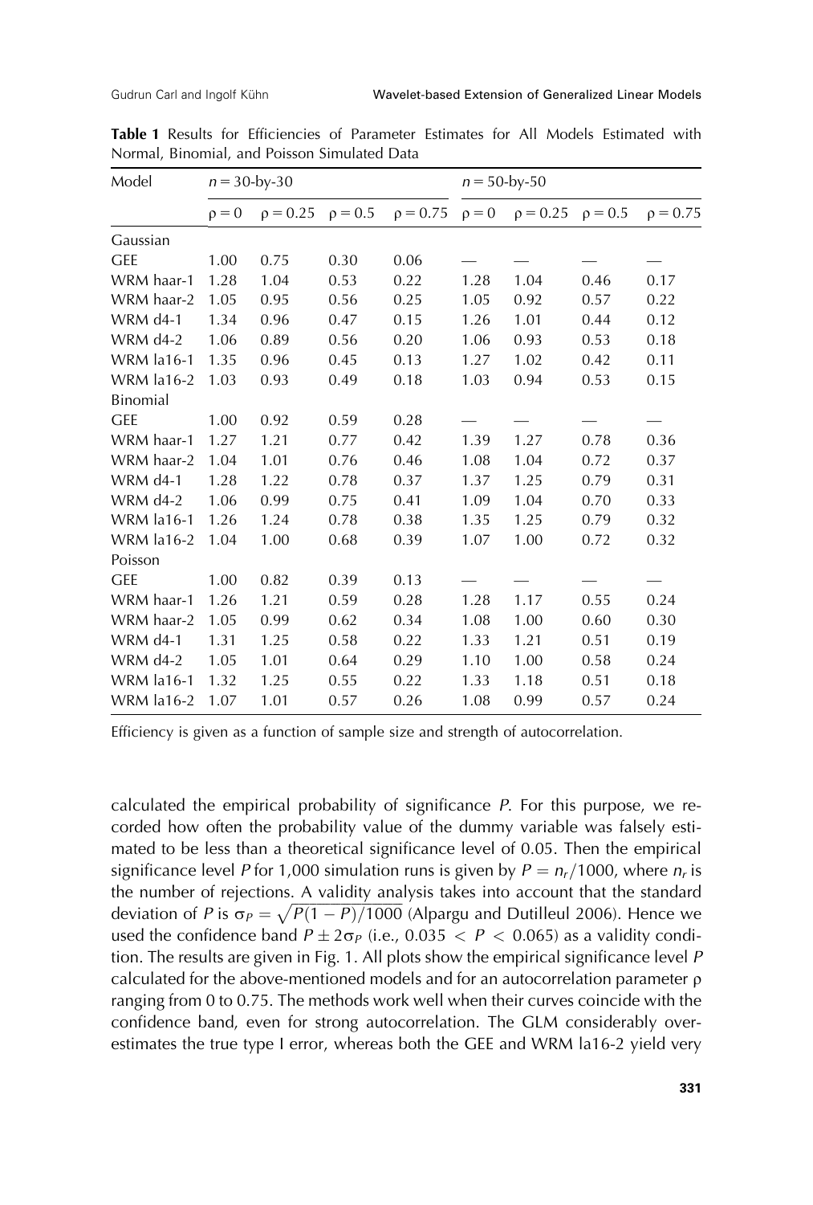**Table 1** Results for Efficiencies of Parameter Estimates for All Models Estimated with Normal, Binomial, and Poisson Simulated Data

| Model | $n = 30$-by-30 | | | | $n = 50$-by-50 | | | |
|---|---|---|---|---|---|---|---|---|
| | $\rho = 0$ | $\rho = 0.25$ | $\rho = 0.5$ | $\rho = 0.75$ | $\rho = 0$ | $\rho = 0.25$ | $\rho = 0.5$ | $\rho = 0.75$ |
| Gaussian | | | | | | | | |
| GEE | 1.00 | 0.75 | 0.30 | 0.06 | — | — | — | — |
| WRM haar-1 | 1.28 | 1.04 | 0.53 | 0.22 | 1.28 | 1.04 | 0.46 | 0.17 |
| WRM haar-2 | 1.05 | 0.95 | 0.56 | 0.25 | 1.05 | 0.92 | 0.57 | 0.22 |
| WRM d4-1 | 1.34 | 0.96 | 0.47 | 0.15 | 1.26 | 1.01 | 0.44 | 0.12 |
| WRM d4-2 | 1.06 | 0.89 | 0.56 | 0.20 | 1.06 | 0.93 | 0.53 | 0.18 |
| WRM la16-1 | 1.35 | 0.96 | 0.45 | 0.13 | 1.27 | 1.02 | 0.42 | 0.11 |
| WRM la16-2 | 1.03 | 0.93 | 0.49 | 0.18 | 1.03 | 0.94 | 0.53 | 0.15 |
| Binomial | | | | | | | | |
| GEE | 1.00 | 0.92 | 0.59 | 0.28 | — | — | — | — |
| WRM haar-1 | 1.27 | 1.21 | 0.77 | 0.42 | 1.39 | 1.27 | 0.78 | 0.36 |
| WRM haar-2 | 1.04 | 1.01 | 0.76 | 0.46 | 1.08 | 1.04 | 0.72 | 0.37 |
| WRM d4-1 | 1.28 | 1.22 | 0.78 | 0.37 | 1.37 | 1.25 | 0.79 | 0.31 |
| WRM d4-2 | 1.06 | 0.99 | 0.75 | 0.41 | 1.09 | 1.04 | 0.70 | 0.33 |
| WRM la16-1 | 1.26 | 1.24 | 0.78 | 0.38 | 1.35 | 1.25 | 0.79 | 0.32 |
| WRM la16-2 | 1.04 | 1.00 | 0.68 | 0.39 | 1.07 | 1.00 | 0.72 | 0.32 |
| Poisson | | | | | | | | |
| GEE | 1.00 | 0.82 | 0.39 | 0.13 | — | — | — | — |
| WRM haar-1 | 1.26 | 1.21 | 0.59 | 0.28 | 1.28 | 1.17 | 0.55 | 0.24 |
| WRM haar-2 | 1.05 | 0.99 | 0.62 | 0.34 | 1.08 | 1.00 | 0.60 | 0.30 |
| WRM d4-1 | 1.31 | 1.25 | 0.58 | 0.22 | 1.33 | 1.21 | 0.51 | 0.19 |
| WRM d4-2 | 1.05 | 1.01 | 0.64 | 0.29 | 1.10 | 1.00 | 0.58 | 0.24 |
| WRM la16-1 | 1.32 | 1.25 | 0.55 | 0.22 | 1.33 | 1.18 | 0.51 | 0.18 |
| WRM la16-2 | 1.07 | 1.01 | 0.57 | 0.26 | 1.08 | 0.99 | 0.57 | 0.24 |

Efficiency is given as a function of sample size and strength of autocorrelation.

calculated the empirical probability of significance $P$. For this purpose, we recorded how often the probability value of the dummy variable was falsely estimated to be less than a theoretical significance level of 0.05. Then the empirical significance level $P$ for 1,000 simulation runs is given by $P = n_r/1000$, where $n_r$ is the number of rejections. A validity analysis takes into account that the standard deviation of $P$ is $\sigma_P = \sqrt{P(1-P)/1000}$ (Alpargu and Dutilleul 2006). Hence we used the confidence band $P \pm 2\sigma_P$ (i.e., $0.035 < P < 0.065$) as a validity condition. The results are given in Fig. 1. All plots show the empirical significance level $P$ calculated for the above-mentioned models and for an autocorrelation parameter $\rho$ ranging from 0 to 0.75. The methods work well when their curves coincide with the confidence band, even for strong autocorrelation. The GLM considerably overestimates the true type I error, whereas both the GEE and WRM la16-2 yield very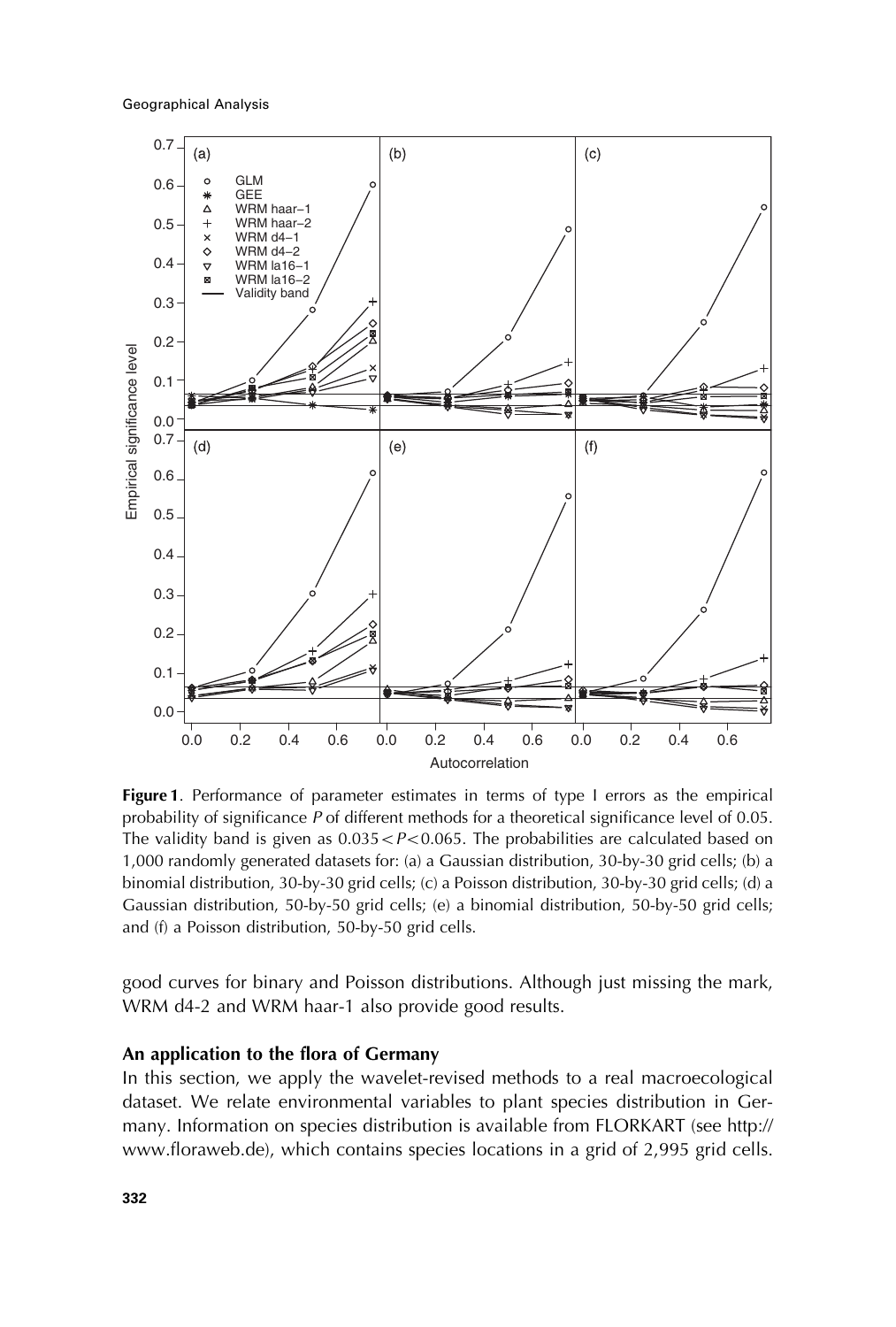**Figure 1**. Performance of parameter estimates in terms of type I errors as the empirical probability of significance $P$ of different methods for a theoretical significance level of 0.05. The validity band is given as $0.035 < P < 0.065$. The probabilities are calculated based on 1,000 randomly generated datasets for: (a) a Gaussian distribution, 30-by-30 grid cells; (b) a binomial distribution, 30-by-30 grid cells; (c) a Poisson distribution, 30-by-30 grid cells; (d) a Gaussian distribution, 50-by-50 grid cells; (e) a binomial distribution, 50-by-50 grid cells; and (f) a Poisson distribution, 50-by-50 grid cells.

good curves for binary and Poisson distributions. Although just missing the mark, WRM d4-2 and WRM haar-1 also provide good results.

### An application to the flora of Germany

In this section, we apply the wavelet-revised methods to a real macroecological dataset. We relate environmental variables to plant species distribution in Germany. Information on species distribution is available from FLORKART (see http://www.floraweb.de), which contains species locations in a grid of 2,995 grid cells.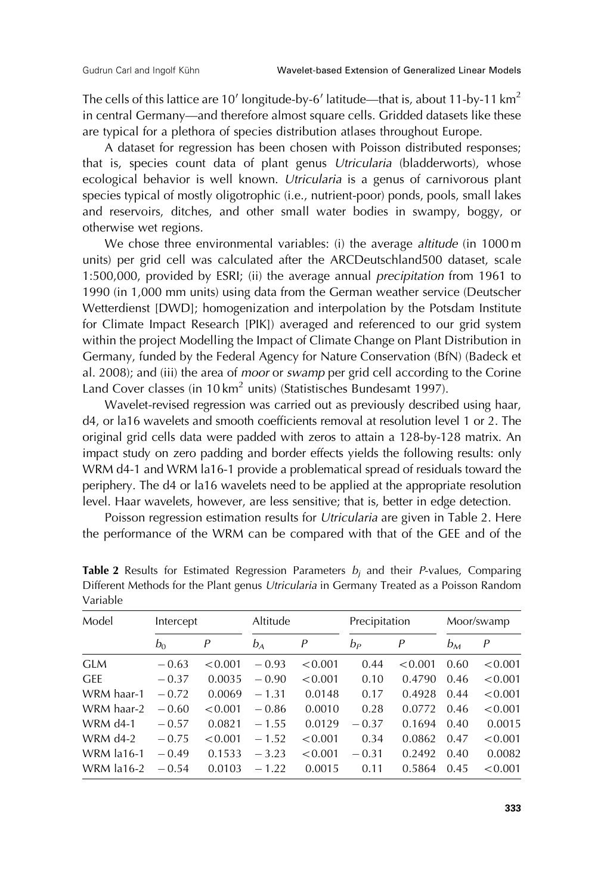The cells of this lattice are 10′ longitude-by-6′ latitude—that is, about 11-by-11 km$^2$ in central Germany—and therefore almost square cells. Gridded datasets like these are typical for a plethora of species distribution atlases throughout Europe.

A dataset for regression has been chosen with Poisson distributed responses; that is, species count data of plant genus *Utricularia* (bladderworts), whose ecological behavior is well known. *Utricularia* is a genus of carnivorous plant species typical of mostly oligotrophic (i.e., nutrient-poor) ponds, pools, small lakes and reservoirs, ditches, and other small water bodies in swampy, boggy, or otherwise wet regions.

We chose three environmental variables: (i) the average *altitude* (in 1000 m units) per grid cell was calculated after the ARCDeutschland500 dataset, scale 1:500,000, provided by ESRI; (ii) the average annual *precipitation* from 1961 to 1990 (in 1,000 mm units) using data from the German weather service (Deutscher Wetterdienst [DWD]; homogenization and interpolation by the Potsdam Institute for Climate Impact Research [PIK]) averaged and referenced to our grid system within the project Modelling the Impact of Climate Change on Plant Distribution in Germany, funded by the Federal Agency for Nature Conservation (BfN) (Badeck et al. 2008); and (iii) the area of *moor* or *swamp* per grid cell according to the Corine Land Cover classes (in 10 km$^2$ units) (Statistisches Bundesamt 1997).

Wavelet-revised regression was carried out as previously described using haar, d4, or la16 wavelets and smooth coefficients removal at resolution level 1 or 2. The original grid cells data were padded with zeros to attain a 128-by-128 matrix. An impact study on zero padding and border effects yields the following results: only WRM d4-1 and WRM la16-1 provide a problematical spread of residuals toward the periphery. The d4 or la16 wavelets need to be applied at the appropriate resolution level. Haar wavelets, however, are less sensitive; that is, better in edge detection.

Poisson regression estimation results for *Utricularia* are given in Table 2. Here the performance of the WRM can be compared with that of the GEE and of the

**Table 2** Results for Estimated Regression Parameters $b_j$ and their *P*-values, Comparing Different Methods for the Plant genus *Utricularia* in Germany Treated as a Poisson Random Variable

| Model | Intercept | | Altitude | | Precipitation | | Moor/swamp | |
|---|---|---|---|---|---|---|---|---|
| | $b_0$ | $P$ | $b_A$ | $P$ | $b_P$ | $P$ | $b_M$ | $P$ |
| GLM | −0.63 | <0.001 | −0.93 | <0.001 | 0.44 | <0.001 | 0.60 | <0.001 |
| GEE | −0.37 | 0.0035 | −0.90 | <0.001 | 0.10 | 0.4790 | 0.46 | <0.001 |
| WRM haar-1 | −0.72 | 0.0069 | −1.31 | 0.0148 | 0.17 | 0.4928 | 0.44 | <0.001 |
| WRM haar-2 | −0.60 | <0.001 | −0.86 | 0.0010 | 0.28 | 0.0772 | 0.46 | <0.001 |
| WRM d4-1 | −0.57 | 0.0821 | −1.55 | 0.0129 | −0.37 | 0.1694 | 0.40 | 0.0015 |
| WRM d4-2 | −0.75 | <0.001 | −1.52 | <0.001 | 0.34 | 0.0862 | 0.47 | <0.001 |
| WRM la16-1 | −0.49 | 0.1533 | −3.23 | <0.001 | −0.31 | 0.2492 | 0.40 | 0.0082 |
| WRM la16-2 | −0.54 | 0.0103 | −1.22 | 0.0015 | 0.11 | 0.5864 | 0.45 | <0.001 |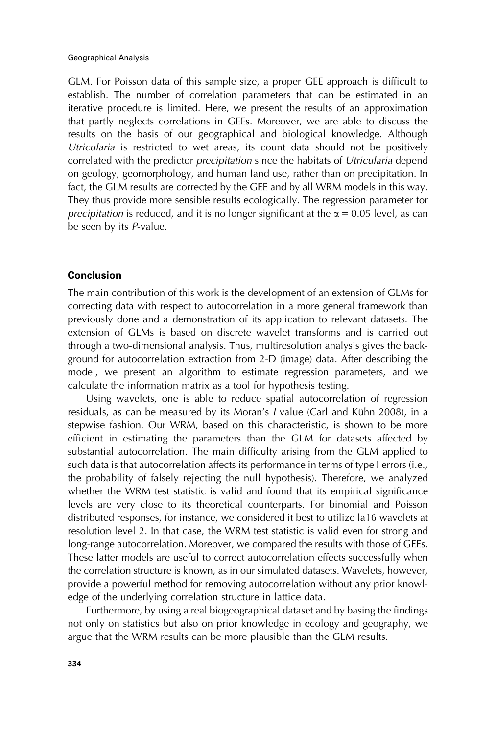GLM. For Poisson data of this sample size, a proper GEE approach is difficult to establish. The number of correlation parameters that can be estimated in an iterative procedure is limited. Here, we present the results of an approximation that partly neglects correlations in GEEs. Moreover, we are able to discuss the results on the basis of our geographical and biological knowledge. Although *Utricularia* is restricted to wet areas, its count data should not be positively correlated with the predictor *precipitation* since the habitats of *Utricularia* depend on geology, geomorphology, and human land use, rather than on precipitation. In fact, the GLM results are corrected by the GEE and by all WRM models in this way. They thus provide more sensible results ecologically. The regression parameter for *precipitation* is reduced, and it is no longer significant at the $\alpha = 0.05$ level, as can be seen by its *P*-value.

## Conclusion

The main contribution of this work is the development of an extension of GLMs for correcting data with respect to autocorrelation in a more general framework than previously done and a demonstration of its application to relevant datasets. The extension of GLMs is based on discrete wavelet transforms and is carried out through a two-dimensional analysis. Thus, multiresolution analysis gives the background for autocorrelation extraction from 2-D (image) data. After describing the model, we present an algorithm to estimate regression parameters, and we calculate the information matrix as a tool for hypothesis testing.

Using wavelets, one is able to reduce spatial autocorrelation of regression residuals, as can be measured by its Moran's *I* value (Carl and Kühn 2008), in a stepwise fashion. Our WRM, based on this characteristic, is shown to be more efficient in estimating the parameters than the GLM for datasets affected by substantial autocorrelation. The main difficulty arising from the GLM applied to such data is that autocorrelation affects its performance in terms of type I errors (i.e., the probability of falsely rejecting the null hypothesis). Therefore, we analyzed whether the WRM test statistic is valid and found that its empirical significance levels are very close to its theoretical counterparts. For binomial and Poisson distributed responses, for instance, we considered it best to utilize la16 wavelets at resolution level 2. In that case, the WRM test statistic is valid even for strong and long-range autocorrelation. Moreover, we compared the results with those of GEEs. These latter models are useful to correct autocorrelation effects successfully when the correlation structure is known, as in our simulated datasets. Wavelets, however, provide a powerful method for removing autocorrelation without any prior knowledge of the underlying correlation structure in lattice data.

Furthermore, by using a real biogeographical dataset and by basing the findings not only on statistics but also on prior knowledge in ecology and geography, we argue that the WRM results can be more plausible than the GLM results.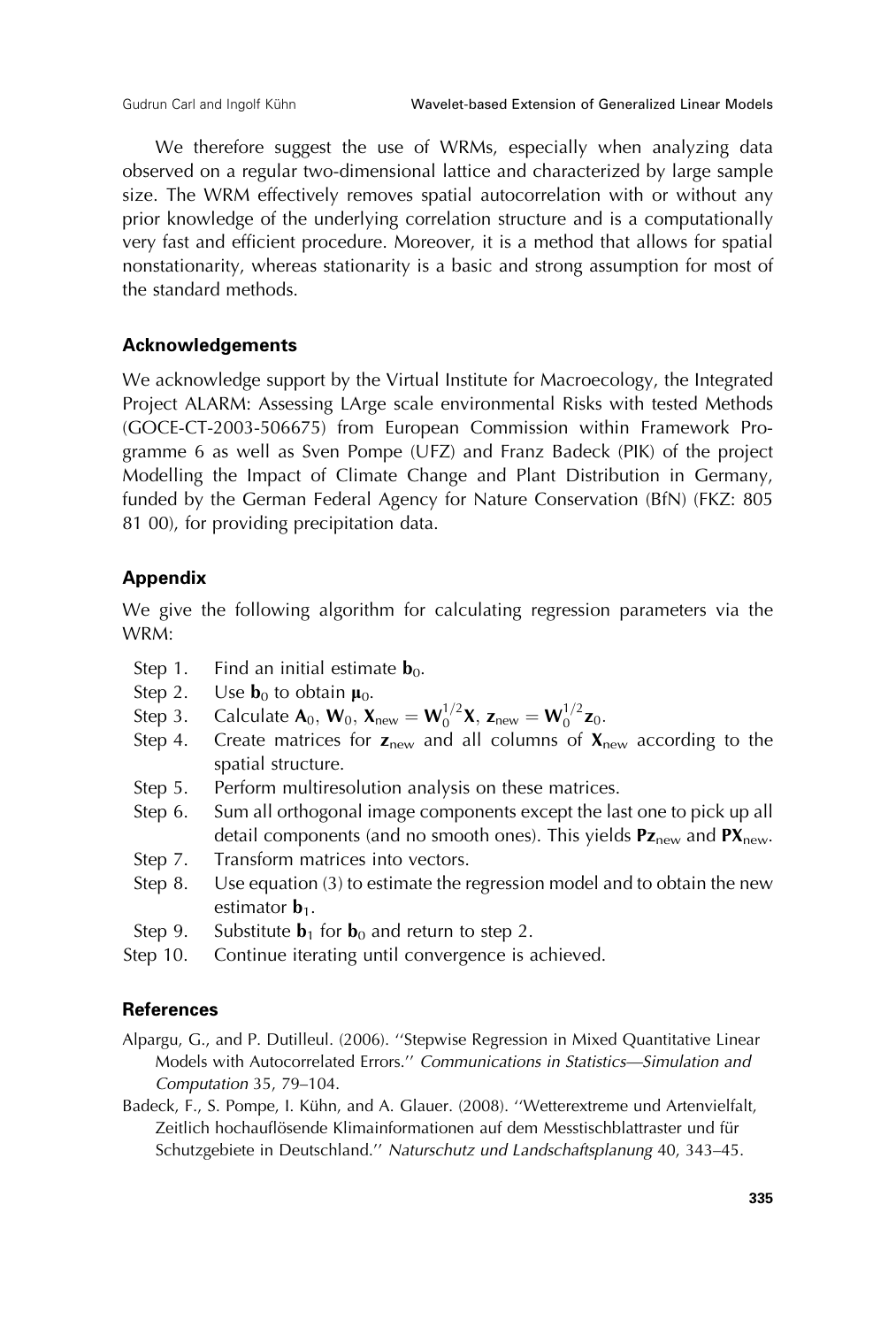We therefore suggest the use of WRMs, especially when analyzing data observed on a regular two-dimensional lattice and characterized by large sample size. The WRM effectively removes spatial autocorrelation with or without any prior knowledge of the underlying correlation structure and is a computationally very fast and efficient procedure. Moreover, it is a method that allows for spatial nonstationarity, whereas stationarity is a basic and strong assumption for most of the standard methods.

### Acknowledgements

We acknowledge support by the Virtual Institute for Macroecology, the Integrated Project ALARM: Assessing LArge scale environmental Risks with tested Methods (GOCE-CT-2003-506675) from European Commission within Framework Programme 6 as well as Sven Pompe (UFZ) and Franz Badeck (PIK) of the project Modelling the Impact of Climate Change and Plant Distribution in Germany, funded by the German Federal Agency for Nature Conservation (BfN) (FKZ: 805 81 00), for providing precipitation data.

### Appendix

We give the following algorithm for calculating regression parameters via the WRM:

- Step 1. Find an initial estimate $\mathbf{b}_0$.
- Step 2. Use $\mathbf{b}_0$ to obtain $\boldsymbol{\mu}_0$.
- Step 3. Calculate $\mathbf{A}_0$, $\mathbf{W}_0$, $\mathbf{X}_{\text{new}} = \mathbf{W}_0^{1/2}\mathbf{X}$, $\mathbf{z}_{\text{new}} = \mathbf{W}_0^{1/2}\mathbf{z}_0$.
- Step 4. Create matrices for $\mathbf{z}_{\text{new}}$ and all columns of $\mathbf{X}_{\text{new}}$ according to the spatial structure.
- Step 5. Perform multiresolution analysis on these matrices.
- Step 6. Sum all orthogonal image components except the last one to pick up all detail components (and no smooth ones). This yields $\mathbf{Pz}_{\text{new}}$ and $\mathbf{PX}_{\text{new}}$.
- Step 7. Transform matrices into vectors.
- Step 8. Use equation (3) to estimate the regression model and to obtain the new estimator $\mathbf{b}_1$.
- Step 9. Substitute $\mathbf{b}_1$ for $\mathbf{b}_0$ and return to step 2.
- Step 10. Continue iterating until convergence is achieved.

### References

Alpargu, G., and P. Dutilleul. (2006). ''Stepwise Regression in Mixed Quantitative Linear Models with Autocorrelated Errors.'' *Communications in Statistics—Simulation and Computation* 35, 79–104.

Badeck, F., S. Pompe, I. Kühn, and A. Glauer. (2008). ''Wetterextreme und Artenvielfalt, Zeitlich hochauflösende Klimainformationen auf dem Messtischblattraster und für Schutzgebiete in Deutschland.'' *Naturschutz und Landschaftsplanung* 40, 343–45.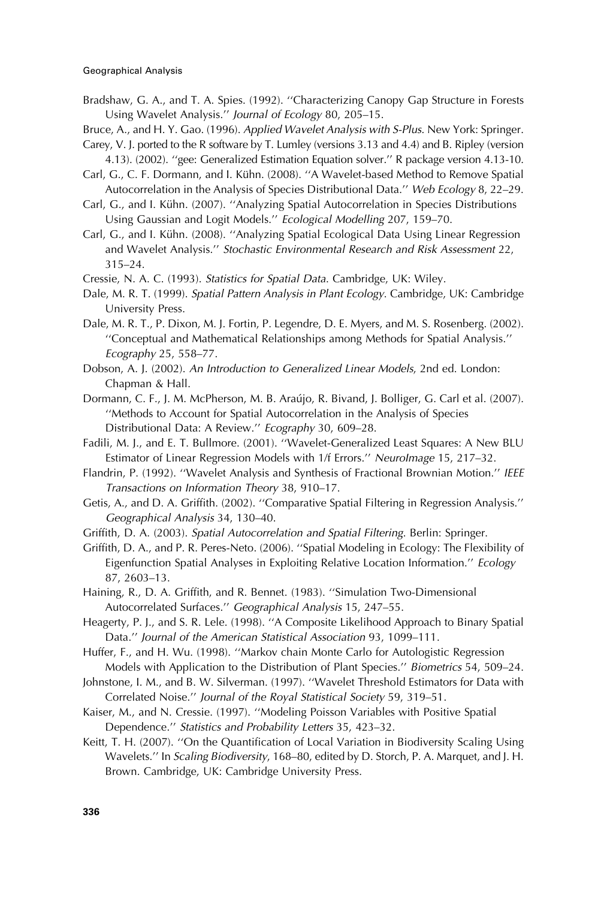Bradshaw, G. A., and T. A. Spies. (1992). ''Characterizing Canopy Gap Structure in Forests Using Wavelet Analysis.'' *Journal of Ecology* 80, 205–15.

Bruce, A., and H. Y. Gao. (1996). *Applied Wavelet Analysis with S-Plus*. New York: Springer.

Carey, V. J. ported to the R software by T. Lumley (versions 3.13 and 4.4) and B. Ripley (version 4.13). (2002). ''gee: Generalized Estimation Equation solver.'' R package version 4.13-10.

Carl, G., C. F. Dormann, and I. Kühn. (2008). ''A Wavelet-based Method to Remove Spatial Autocorrelation in the Analysis of Species Distributional Data.'' *Web Ecology* 8, 22–29.

Carl, G., and I. Kühn. (2007). ''Analyzing Spatial Autocorrelation in Species Distributions Using Gaussian and Logit Models.'' *Ecological Modelling* 207, 159–70.

Carl, G., and I. Kühn. (2008). ''Analyzing Spatial Ecological Data Using Linear Regression and Wavelet Analysis.'' *Stochastic Environmental Research and Risk Assessment* 22, 315–24.

Cressie, N. A. C. (1993). *Statistics for Spatial Data*. Cambridge, UK: Wiley.

Dale, M. R. T. (1999). *Spatial Pattern Analysis in Plant Ecology*. Cambridge, UK: Cambridge University Press.

Dale, M. R. T., P. Dixon, M. J. Fortin, P. Legendre, D. E. Myers, and M. S. Rosenberg. (2002). ''Conceptual and Mathematical Relationships among Methods for Spatial Analysis.'' *Ecography* 25, 558–77.

Dobson, A. J. (2002). *An Introduction to Generalized Linear Models*, 2nd ed. London: Chapman & Hall.

Dormann, C. F., J. M. McPherson, M. B. Araújo, R. Bivand, J. Bolliger, G. Carl et al. (2007). ''Methods to Account for Spatial Autocorrelation in the Analysis of Species Distributional Data: A Review.'' *Ecography* 30, 609–28.

Fadili, M. J., and E. T. Bullmore. (2001). ''Wavelet-Generalized Least Squares: A New BLU Estimator of Linear Regression Models with 1/f Errors.'' *NeuroImage* 15, 217–32.

Flandrin, P. (1992). ''Wavelet Analysis and Synthesis of Fractional Brownian Motion.'' *IEEE Transactions on Information Theory* 38, 910–17.

Getis, A., and D. A. Griffith. (2002). ''Comparative Spatial Filtering in Regression Analysis.'' *Geographical Analysis* 34, 130–40.

Griffith, D. A. (2003). *Spatial Autocorrelation and Spatial Filtering*. Berlin: Springer.

Griffith, D. A., and P. R. Peres-Neto. (2006). ''Spatial Modeling in Ecology: The Flexibility of Eigenfunction Spatial Analyses in Exploiting Relative Location Information.'' *Ecology* 87, 2603–13.

Haining, R., D. A. Griffith, and R. Bennet. (1983). ''Simulation Two-Dimensional Autocorrelated Surfaces.'' *Geographical Analysis* 15, 247–55.

Heagerty, P. J., and S. R. Lele. (1998). ''A Composite Likelihood Approach to Binary Spatial Data.'' *Journal of the American Statistical Association* 93, 1099–111.

Huffer, F., and H. Wu. (1998). ''Markov chain Monte Carlo for Autologistic Regression Models with Application to the Distribution of Plant Species.'' *Biometrics* 54, 509–24.

Johnstone, I. M., and B. W. Silverman. (1997). ''Wavelet Threshold Estimators for Data with Correlated Noise.'' *Journal of the Royal Statistical Society* 59, 319–51.

Kaiser, M., and N. Cressie. (1997). ''Modeling Poisson Variables with Positive Spatial Dependence.'' *Statistics and Probability Letters* 35, 423–32.

Keitt, T. H. (2007). ''On the Quantification of Local Variation in Biodiversity Scaling Using Wavelets.'' In *Scaling Biodiversity*, 168–80, edited by D. Storch, P. A. Marquet, and J. H. Brown. Cambridge, UK: Cambridge University Press.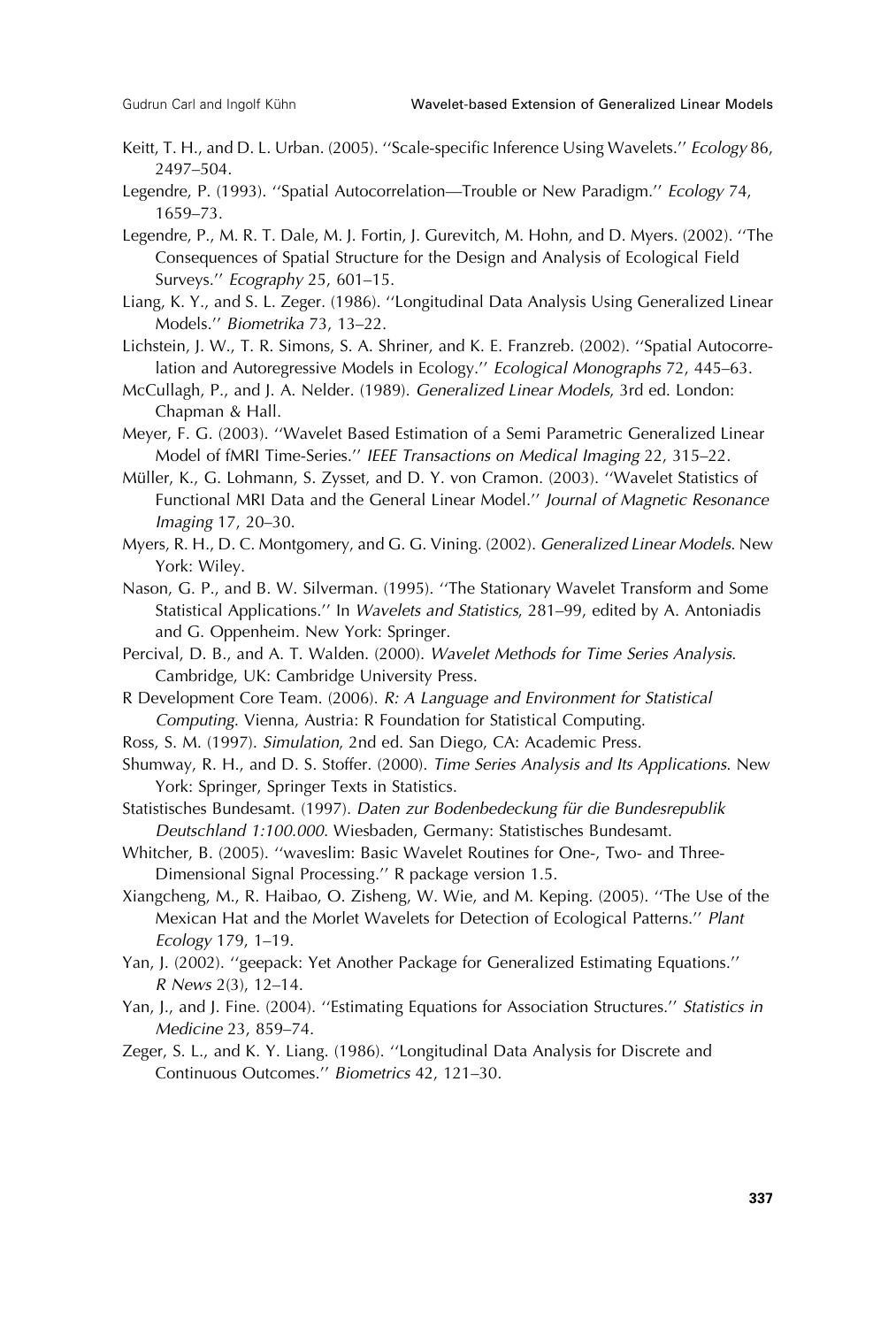Keitt, T. H., and D. L. Urban. (2005). ''Scale-specific Inference Using Wavelets.'' *Ecology* 86, 2497–504.

Legendre, P. (1993). ''Spatial Autocorrelation—Trouble or New Paradigm.'' *Ecology* 74, 1659–73.

Legendre, P., M. R. T. Dale, M. J. Fortin, J. Gurevitch, M. Hohn, and D. Myers. (2002). ''The Consequences of Spatial Structure for the Design and Analysis of Ecological Field Surveys.'' *Ecography* 25, 601–15.

Liang, K. Y., and S. L. Zeger. (1986). ''Longitudinal Data Analysis Using Generalized Linear Models.'' *Biometrika* 73, 13–22.

Lichstein, J. W., T. R. Simons, S. A. Shriner, and K. E. Franzreb. (2002). ''Spatial Autocorrelation and Autoregressive Models in Ecology.'' *Ecological Monographs* 72, 445–63.

McCullagh, P., and J. A. Nelder. (1989). *Generalized Linear Models*, 3rd ed. London: Chapman & Hall.

Meyer, F. G. (2003). ''Wavelet Based Estimation of a Semi Parametric Generalized Linear Model of fMRI Time-Series.'' *IEEE Transactions on Medical Imaging* 22, 315–22.

Müller, K., G. Lohmann, S. Zysset, and D. Y. von Cramon. (2003). ''Wavelet Statistics of Functional MRI Data and the General Linear Model.'' *Journal of Magnetic Resonance Imaging* 17, 20–30.

Myers, R. H., D. C. Montgomery, and G. G. Vining. (2002). *Generalized Linear Models*. New York: Wiley.

Nason, G. P., and B. W. Silverman. (1995). ''The Stationary Wavelet Transform and Some Statistical Applications.'' In *Wavelets and Statistics*, 281–99, edited by A. Antoniadis and G. Oppenheim. New York: Springer.

Percival, D. B., and A. T. Walden. (2000). *Wavelet Methods for Time Series Analysis*. Cambridge, UK: Cambridge University Press.

R Development Core Team. (2006). *R: A Language and Environment for Statistical Computing*. Vienna, Austria: R Foundation for Statistical Computing.

Ross, S. M. (1997). *Simulation*, 2nd ed. San Diego, CA: Academic Press.

Shumway, R. H., and D. S. Stoffer. (2000). *Time Series Analysis and Its Applications*. New York: Springer, Springer Texts in Statistics.

Statistisches Bundesamt. (1997). *Daten zur Bodenbedeckung für die Bundesrepublik Deutschland 1:100.000*. Wiesbaden, Germany: Statistisches Bundesamt.

Whitcher, B. (2005). ''waveslim: Basic Wavelet Routines for One-, Two- and Three-Dimensional Signal Processing.'' R package version 1.5.

Xiangcheng, M., R. Haibao, O. Zisheng, W. Wie, and M. Keping. (2005). ''The Use of the Mexican Hat and the Morlet Wavelets for Detection of Ecological Patterns.'' *Plant Ecology* 179, 1–19.

Yan, J. (2002). ''geepack: Yet Another Package for Generalized Estimating Equations.'' *R News* 2(3), 12–14.

Yan, J., and J. Fine. (2004). ''Estimating Equations for Association Structures.'' *Statistics in Medicine* 23, 859–74.

Zeger, S. L., and K. Y. Liang. (1986). ''Longitudinal Data Analysis for Discrete and Continuous Outcomes.'' *Biometrics* 42, 121–30.